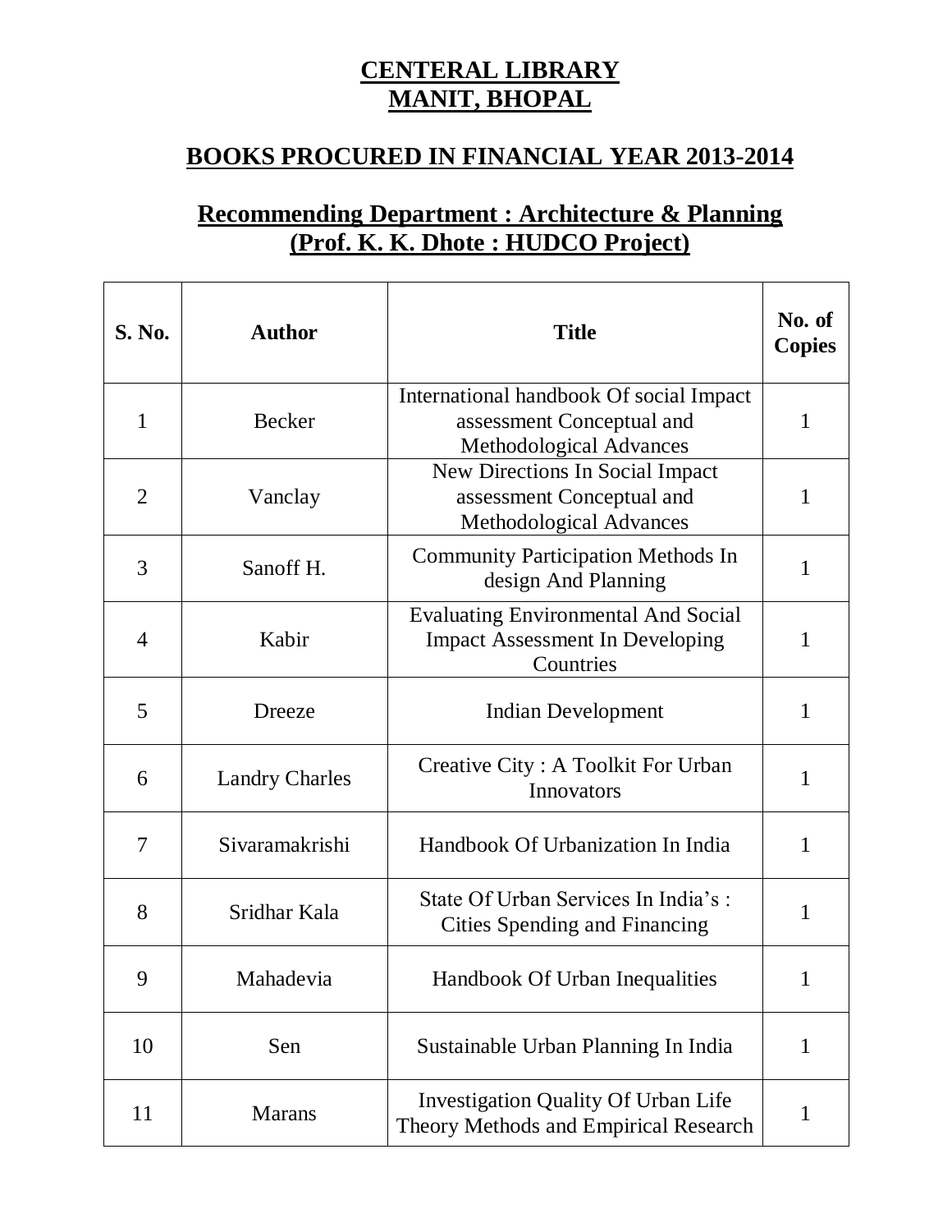# CENTERAL LIBRARY
# MANIT, BHOPAL

## BOOKS PROCURED IN FINANCIAL YEAR 2013-2014

## Recommending Department : Architecture & Planning
## (Prof. K. K. Dhote : HUDCO Project)

| S. No. | Author | Title | No. of Copies |
|---|---|---|---|
| 1 | Becker | International handbook Of social Impact assessment Conceptual and Methodological Advances | 1 |
| 2 | Vanclay | New Directions In Social Impact assessment Conceptual and Methodological Advances | 1 |
| 3 | Sanoff H. | Community Participation Methods In design And Planning | 1 |
| 4 | Kabir | Evaluating Environmental And Social Impact Assessment In Developing Countries | 1 |
| 5 | Dreeze | Indian Development | 1 |
| 6 | Landry Charles | Creative City : A Toolkit For Urban Innovators | 1 |
| 7 | Sivaramakrishi | Handbook Of Urbanization In India | 1 |
| 8 | Sridhar Kala | State Of Urban Services In India's : Cities Spending and Financing | 1 |
| 9 | Mahadevia | Handbook Of Urban Inequalities | 1 |
| 10 | Sen | Sustainable Urban Planning In India | 1 |
| 11 | Marans | Investigation Quality Of Urban Life Theory Methods and Empirical Research | 1 |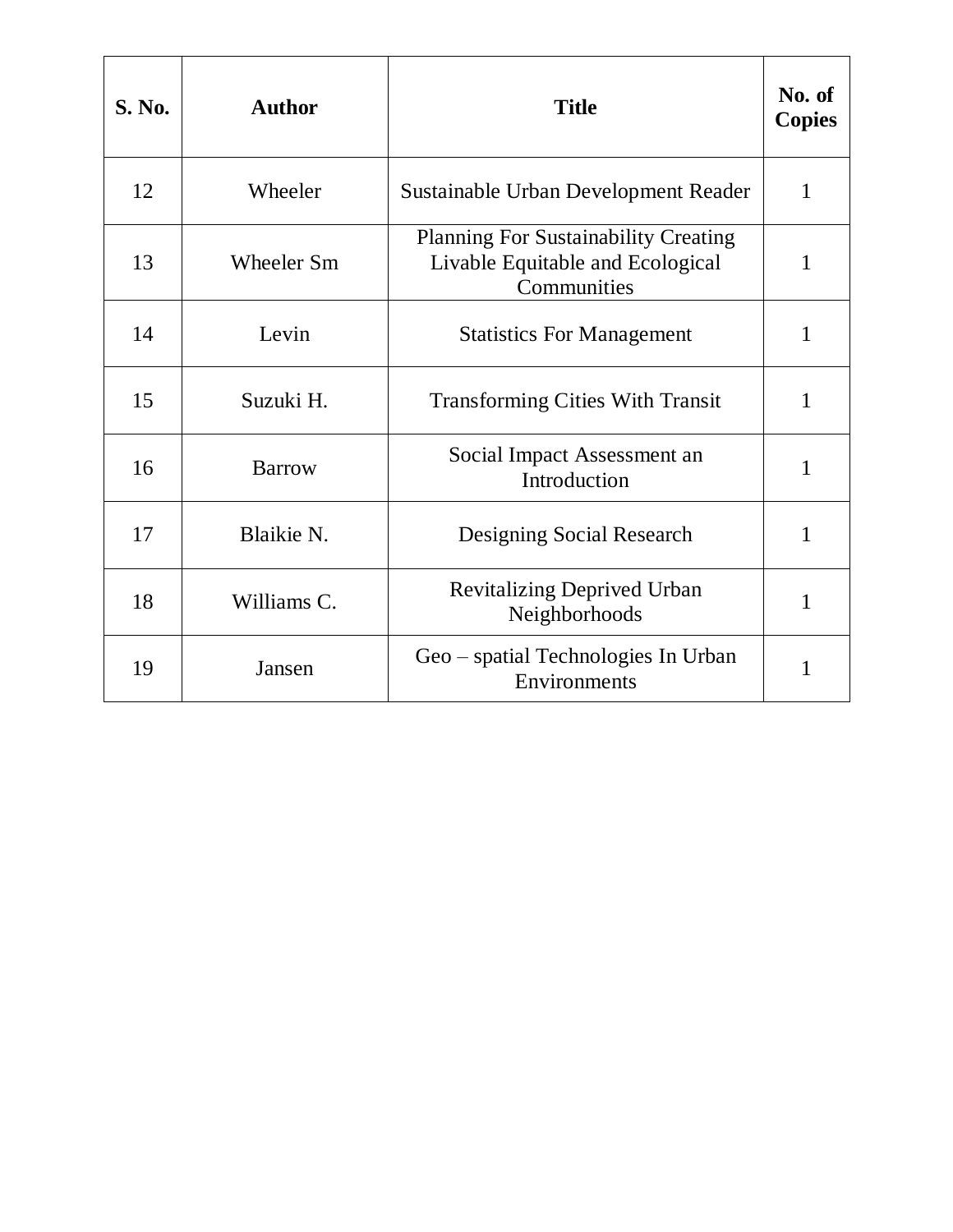| S. No. | Author | Title | No. of Copies |
|---|---|---|---|
| 12 | Wheeler | Sustainable Urban Development Reader | 1 |
| 13 | Wheeler Sm | Planning For Sustainability Creating Livable Equitable and Ecological Communities | 1 |
| 14 | Levin | Statistics For Management | 1 |
| 15 | Suzuki H. | Transforming Cities With Transit | 1 |
| 16 | Barrow | Social Impact Assessment an Introduction | 1 |
| 17 | Blaikie N. | Designing Social Research | 1 |
| 18 | Williams C. | Revitalizing Deprived Urban Neighborhoods | 1 |
| 19 | Jansen | Geo – spatial Technologies In Urban Environments | 1 |